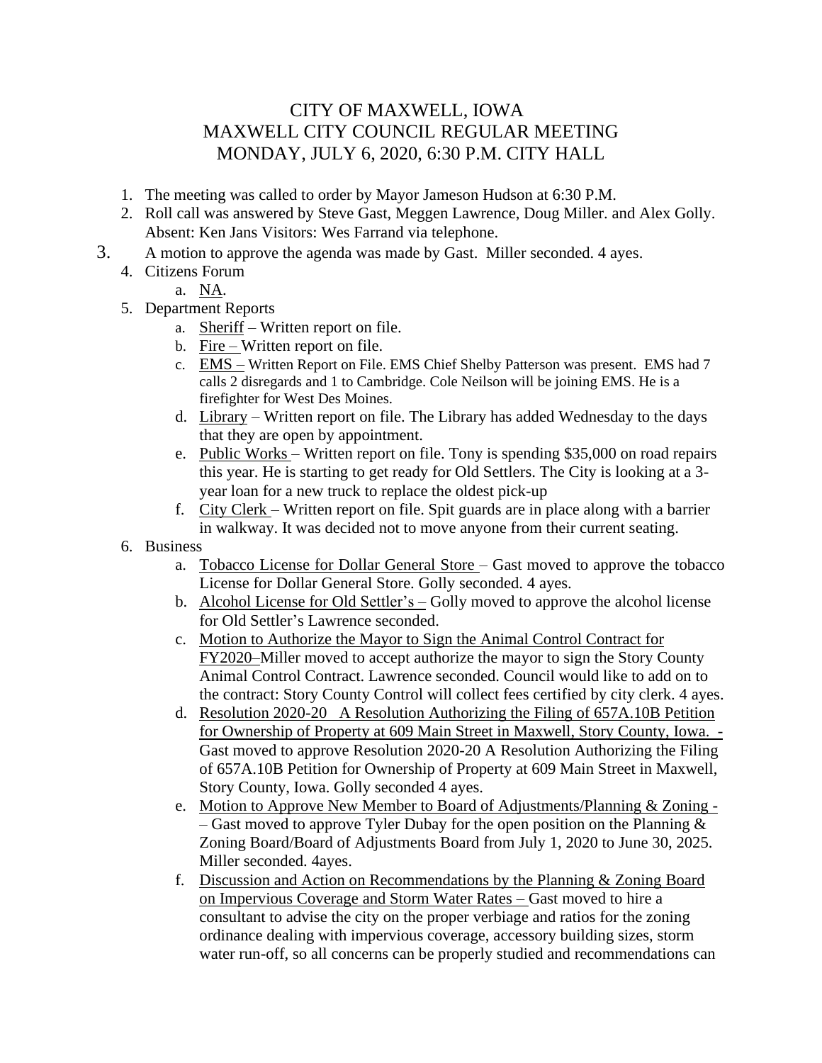# CITY OF MAXWELL, IOWA
# MAXWELL CITY COUNCIL REGULAR MEETING
# MONDAY, JULY 6, 2020, 6:30 P.M. CITY HALL

1. The meeting was called to order by Mayor Jameson Hudson at 6:30 P.M.
2. Roll call was answered by Steve Gast, Meggen Lawrence, Doug Miller. and Alex Golly. Absent: Ken Jans Visitors: Wes Farrand via telephone.
3. A motion to approve the agenda was made by Gast. Miller seconded. 4 ayes.
4. Citizens Forum
   a. NA.
5. Department Reports
   a. Sheriff – Written report on file.
   b. Fire – Written report on file.
   c. EMS – Written Report on File. EMS Chief Shelby Patterson was present. EMS had 7 calls 2 disregards and 1 to Cambridge. Cole Neilson will be joining EMS. He is a firefighter for West Des Moines.
   d. Library – Written report on file. The Library has added Wednesday to the days that they are open by appointment.
   e. Public Works – Written report on file. Tony is spending $35,000 on road repairs this year. He is starting to get ready for Old Settlers. The City is looking at a 3-year loan for a new truck to replace the oldest pick-up
   f. City Clerk – Written report on file. Spit guards are in place along with a barrier in walkway. It was decided not to move anyone from their current seating.
6. Business
   a. Tobacco License for Dollar General Store – Gast moved to approve the tobacco License for Dollar General Store. Golly seconded. 4 ayes.
   b. Alcohol License for Old Settler's – Golly moved to approve the alcohol license for Old Settler's Lawrence seconded.
   c. Motion to Authorize the Mayor to Sign the Animal Control Contract for FY2020–Miller moved to accept authorize the mayor to sign the Story County Animal Control Contract. Lawrence seconded. Council would like to add on to the contract: Story County Control will collect fees certified by city clerk. 4 ayes.
   d. Resolution 2020-20 A Resolution Authorizing the Filing of 657A.10B Petition for Ownership of Property at 609 Main Street in Maxwell, Story County, Iowa. - Gast moved to approve Resolution 2020-20 A Resolution Authorizing the Filing of 657A.10B Petition for Ownership of Property at 609 Main Street in Maxwell, Story County, Iowa. Golly seconded 4 ayes.
   e. Motion to Approve New Member to Board of Adjustments/Planning & Zoning - – Gast moved to approve Tyler Dubay for the open position on the Planning & Zoning Board/Board of Adjustments Board from July 1, 2020 to June 30, 2025. Miller seconded. 4ayes.
   f. Discussion and Action on Recommendations by the Planning & Zoning Board on Impervious Coverage and Storm Water Rates – Gast moved to hire a consultant to advise the city on the proper verbiage and ratios for the zoning ordinance dealing with impervious coverage, accessory building sizes, storm water run-off, so all concerns can be properly studied and recommendations can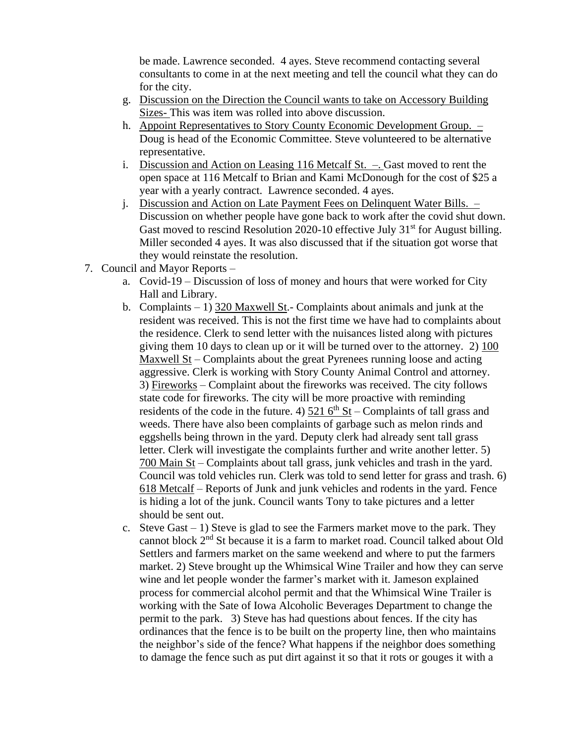be made. Lawrence seconded.  4 ayes. Steve recommend contacting several consultants to come in at the next meeting and tell the council what they can do for the city.

   g. Discussion on the Direction the Council wants to take on Accessory Building Sizes- This was item was rolled into above discussion.
   h. Appoint Representatives to Story County Economic Development Group. – Doug is head of the Economic Committee. Steve volunteered to be alternative representative.
   i. Discussion and Action on Leasing 116 Metcalf St.  –. Gast moved to rent the open space at 116 Metcalf to Brian and Kami McDonough for the cost of $25 a year with a yearly contract.  Lawrence seconded. 4 ayes.
   j. Discussion and Action on Late Payment Fees on Delinquent Water Bills.  – Discussion on whether people have gone back to work after the covid shut down. Gast moved to rescind Resolution 2020-10 effective July 31st for August billing. Miller seconded 4 ayes. It was also discussed that if the situation got worse that they would reinstate the resolution.

7. Council and Mayor Reports –
   a. Covid-19 – Discussion of loss of money and hours that were worked for City Hall and Library.
   b. Complaints – 1) 320 Maxwell St.- Complaints about animals and junk at the resident was received. This is not the first time we have had to complaints about the residence. Clerk to send letter with the nuisances listed along with pictures giving them 10 days to clean up or it will be turned over to the attorney.  2) 100 Maxwell St – Complaints about the great Pyrenees running loose and acting aggressive. Clerk is working with Story County Animal Control and attorney. 3) Fireworks – Complaint about the fireworks was received. The city follows state code for fireworks. The city will be more proactive with reminding residents of the code in the future. 4) 521 6th St – Complaints of tall grass and weeds. There have also been complaints of garbage such as melon rinds and eggshells being thrown in the yard. Deputy clerk had already sent tall grass letter. Clerk will investigate the complaints further and write another letter. 5) 700 Main St – Complaints about tall grass, junk vehicles and trash in the yard. Council was told vehicles run. Clerk was told to send letter for grass and trash. 6) 618 Metcalf – Reports of Junk and junk vehicles and rodents in the yard. Fence is hiding a lot of the junk. Council wants Tony to take pictures and a letter should be sent out.
   c. Steve Gast – 1) Steve is glad to see the Farmers market move to the park. They cannot block 2nd St because it is a farm to market road. Council talked about Old Settlers and farmers market on the same weekend and where to put the farmers market. 2) Steve brought up the Whimsical Wine Trailer and how they can serve wine and let people wonder the farmer's market with it. Jameson explained process for commercial alcohol permit and that the Whimsical Wine Trailer is working with the Sate of Iowa Alcoholic Beverages Department to change the permit to the park.   3) Steve has had questions about fences. If the city has ordinances that the fence is to be built on the property line, then who maintains the neighbor's side of the fence? What happens if the neighbor does something to damage the fence such as put dirt against it so that it rots or gouges it with a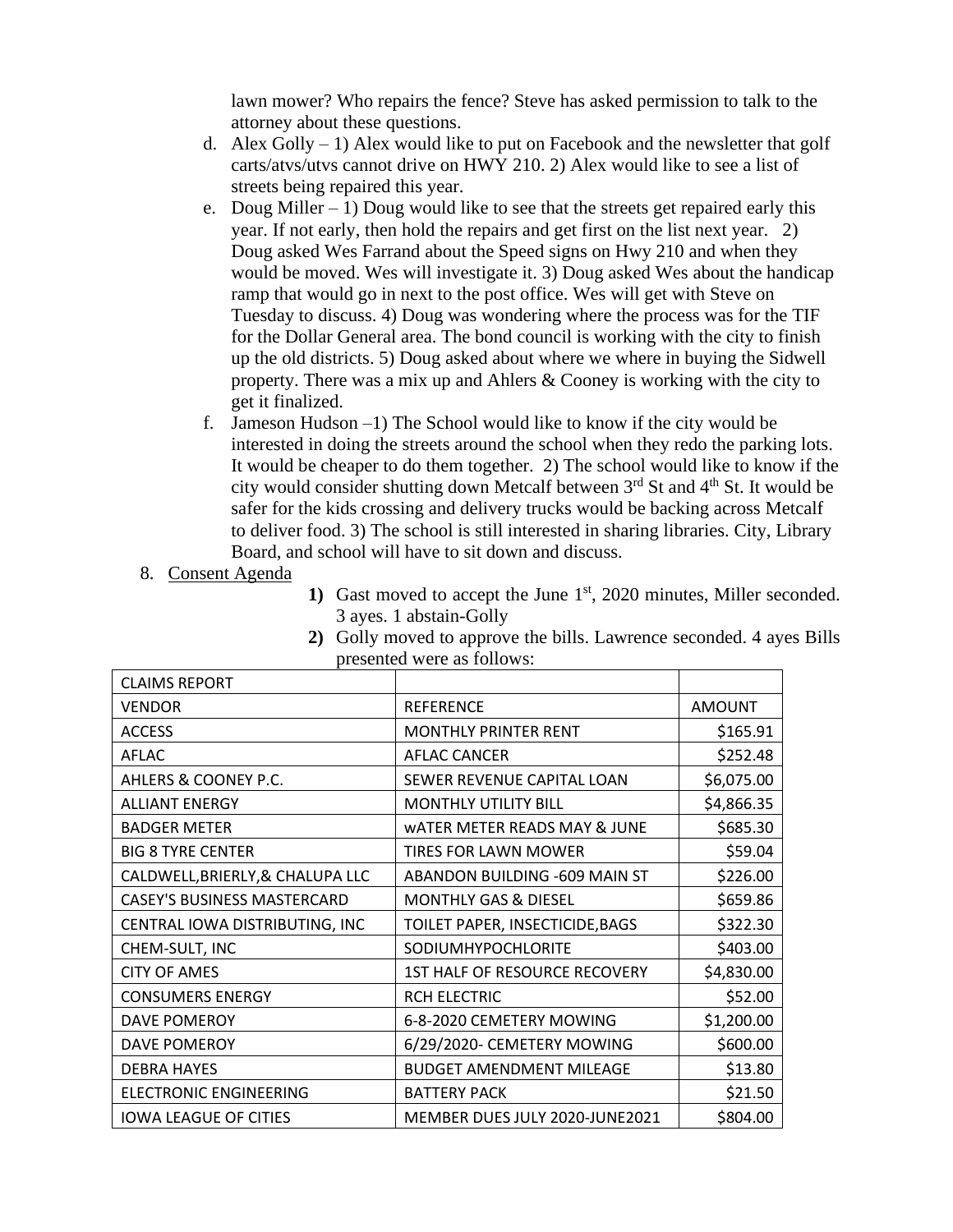lawn mower? Who repairs the fence? Steve has asked permission to talk to the attorney about these questions.

d. Alex Golly – 1) Alex would like to put on Facebook and the newsletter that golf carts/atvs/utvs cannot drive on HWY 210. 2) Alex would like to see a list of streets being repaired this year.

e. Doug Miller – 1) Doug would like to see that the streets get repaired early this year. If not early, then hold the repairs and get first on the list next year. 2) Doug asked Wes Farrand about the Speed signs on Hwy 210 and when they would be moved. Wes will investigate it. 3) Doug asked Wes about the handicap ramp that would go in next to the post office. Wes will get with Steve on Tuesday to discuss. 4) Doug was wondering where the process was for the TIF for the Dollar General area. The bond council is working with the city to finish up the old districts. 5) Doug asked about where we where in buying the Sidwell property. There was a mix up and Ahlers & Cooney is working with the city to get it finalized.

f. Jameson Hudson –1) The School would like to know if the city would be interested in doing the streets around the school when they redo the parking lots. It would be cheaper to do them together. 2) The school would like to know if the city would consider shutting down Metcalf between 3rd St and 4th St. It would be safer for the kids crossing and delivery trucks would be backing across Metcalf to deliver food. 3) The school is still interested in sharing libraries. City, Library Board, and school will have to sit down and discuss.

8. Consent Agenda

**1)** Gast moved to accept the June 1st, 2020 minutes, Miller seconded. 3 ayes. 1 abstain-Golly

**2)** Golly moved to approve the bills. Lawrence seconded. 4 ayes Bills presented were as follows:

| CLAIMS REPORT | | |
|---|---|---|
| VENDOR | REFERENCE | AMOUNT |
| ACCESS | MONTHLY PRINTER RENT | $165.91 |
| AFLAC | AFLAC CANCER | $252.48 |
| AHLERS & COONEY P.C. | SEWER REVENUE CAPITAL LOAN | $6,075.00 |
| ALLIANT ENERGY | MONTHLY UTILITY BILL | $4,866.35 |
| BADGER METER | wATER METER READS MAY & JUNE | $685.30 |
| BIG 8 TYRE CENTER | TIRES FOR LAWN MOWER | $59.04 |
| CALDWELL,BRIERLY,& CHALUPA LLC | ABANDON BUILDING -609 MAIN ST | $226.00 |
| CASEY'S BUSINESS MASTERCARD | MONTHLY GAS & DIESEL | $659.86 |
| CENTRAL IOWA DISTRIBUTING, INC | TOILET PAPER, INSECTICIDE,BAGS | $322.30 |
| CHEM-SULT, INC | SODIUMHYPOCHLORITE | $403.00 |
| CITY OF AMES | 1ST HALF OF RESOURCE RECOVERY | $4,830.00 |
| CONSUMERS ENERGY | RCH ELECTRIC | $52.00 |
| DAVE POMEROY | 6-8-2020 CEMETERY MOWING | $1,200.00 |
| DAVE POMEROY | 6/29/2020- CEMETERY MOWING | $600.00 |
| DEBRA HAYES | BUDGET AMENDMENT MILEAGE | $13.80 |
| ELECTRONIC ENGINEERING | BATTERY PACK | $21.50 |
| IOWA LEAGUE OF CITIES | MEMBER DUES JULY 2020-JUNE2021 | $804.00 |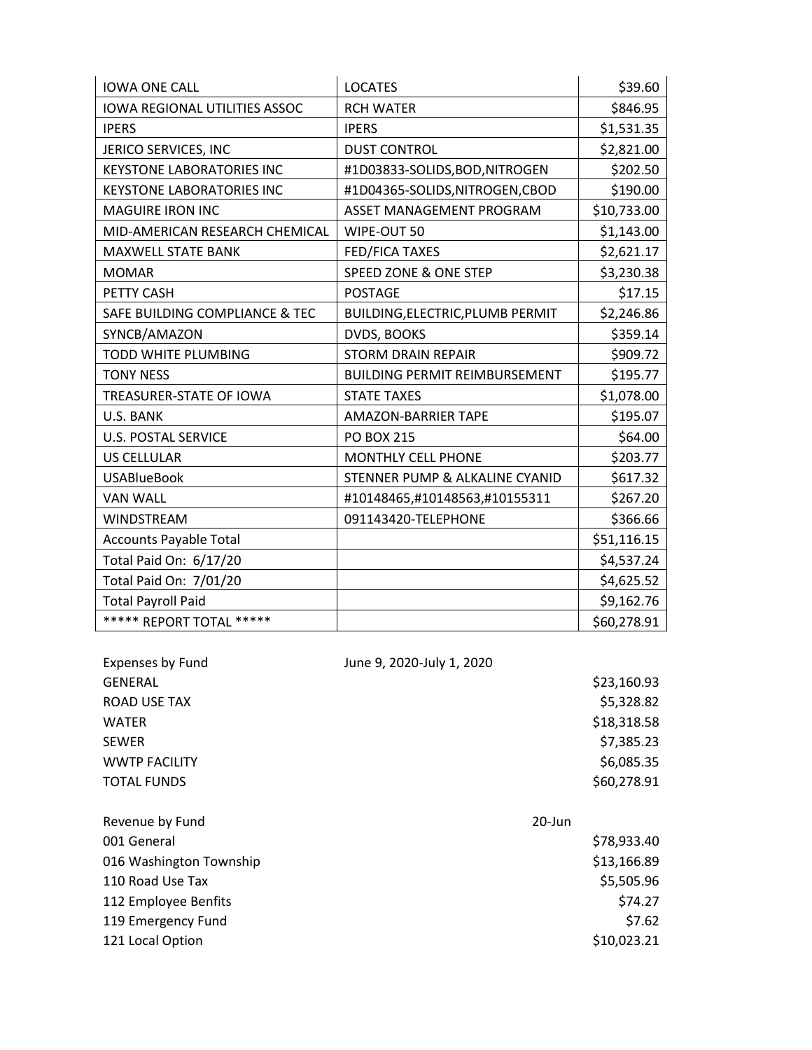| IOWA ONE CALL | LOCATES | $39.60 |
|---|---|---|
| IOWA REGIONAL UTILITIES ASSOC | RCH WATER | $846.95 |
| IPERS | IPERS | $1,531.35 |
| JERICO SERVICES, INC | DUST CONTROL | $2,821.00 |
| KEYSTONE LABORATORIES INC | #1D03833-SOLIDS,BOD,NITROGEN | $202.50 |
| KEYSTONE LABORATORIES INC | #1D04365-SOLIDS,NITROGEN,CBOD | $190.00 |
| MAGUIRE IRON INC | ASSET MANAGEMENT PROGRAM | $10,733.00 |
| MID-AMERICAN RESEARCH CHEMICAL | WIPE-OUT 50 | $1,143.00 |
| MAXWELL STATE BANK | FED/FICA TAXES | $2,621.17 |
| MOMAR | SPEED ZONE & ONE STEP | $3,230.38 |
| PETTY CASH | POSTAGE | $17.15 |
| SAFE BUILDING COMPLIANCE & TEC | BUILDING,ELECTRIC,PLUMB PERMIT | $2,246.86 |
| SYNCB/AMAZON | DVDS, BOOKS | $359.14 |
| TODD WHITE PLUMBING | STORM DRAIN REPAIR | $909.72 |
| TONY NESS | BUILDING PERMIT REIMBURSEMENT | $195.77 |
| TREASURER-STATE OF IOWA | STATE TAXES | $1,078.00 |
| U.S. BANK | AMAZON-BARRIER TAPE | $195.07 |
| U.S. POSTAL SERVICE | PO BOX 215 | $64.00 |
| US CELLULAR | MONTHLY CELL PHONE | $203.77 |
| USABlueBook | STENNER PUMP & ALKALINE CYANID | $617.32 |
| VAN WALL | #10148465,#10148563,#10155311 | $267.20 |
| WINDSTREAM | 091143420-TELEPHONE | $366.66 |
| Accounts Payable Total | | $51,116.15 |
| Total Paid On: 6/17/20 | | $4,537.24 |
| Total Paid On: 7/01/20 | | $4,625.52 |
| Total Payroll Paid | | $9,162.76 |
| ***** REPORT TOTAL ***** | | $60,278.91 |

| Expenses by Fund | June 9, 2020-July 1, 2020 |
|---|---|
| GENERAL | $23,160.93 |
| ROAD USE TAX | $5,328.82 |
| WATER | $18,318.58 |
| SEWER | $7,385.23 |
| WWTP FACILITY | $6,085.35 |
| TOTAL FUNDS | $60,278.91 |

| Revenue by Fund | 20-Jun |
|---|---|
| 001 General | $78,933.40 |
| 016 Washington Township | $13,166.89 |
| 110 Road Use Tax | $5,505.96 |
| 112 Employee Benfits | $74.27 |
| 119 Emergency Fund | $7.62 |
| 121 Local Option | $10,023.21 |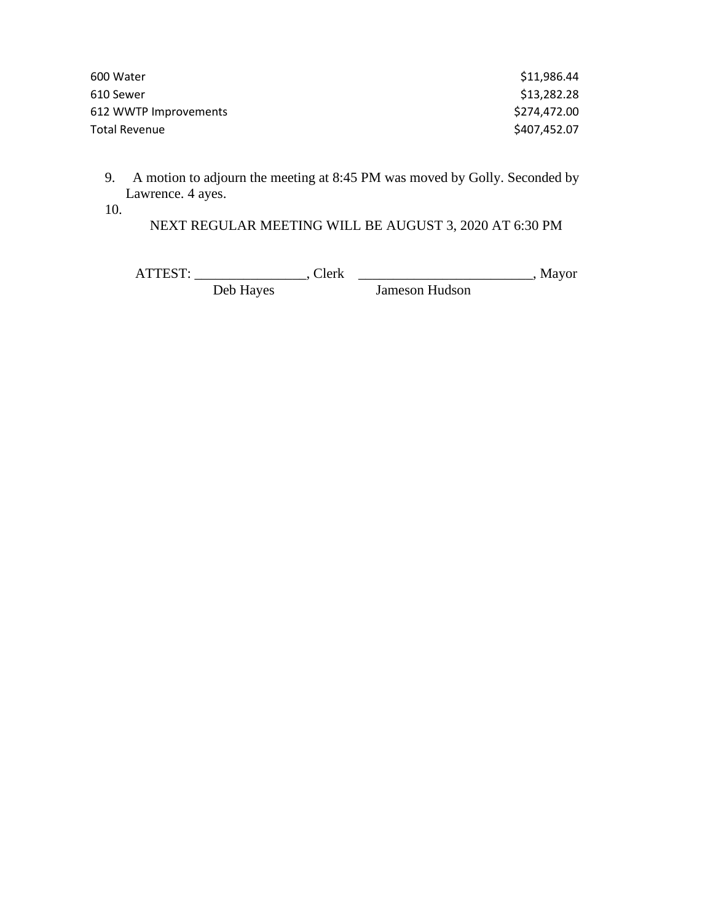| | |
|---|---|
| 600 Water | $11,986.44 |
| 610 Sewer | $13,282.28 |
| 612 WWTP Improvements | $274,472.00 |
| Total Revenue | $407,452.07 |

9. A motion to adjourn the meeting at 8:45 PM was moved by Golly. Seconded by Lawrence. 4 ayes.
10.

NEXT REGULAR MEETING WILL BE AUGUST 3, 2020 AT 6:30 PM

ATTEST: ________________, Clerk &nbsp;&nbsp;&nbsp; _________________________, Mayor
Deb Hayes &nbsp;&nbsp;&nbsp;&nbsp;&nbsp;&nbsp;&nbsp;&nbsp;&nbsp;&nbsp;&nbsp;&nbsp;&nbsp;&nbsp;&nbsp;&nbsp;&nbsp;&nbsp;&nbsp;&nbsp; Jameson Hudson